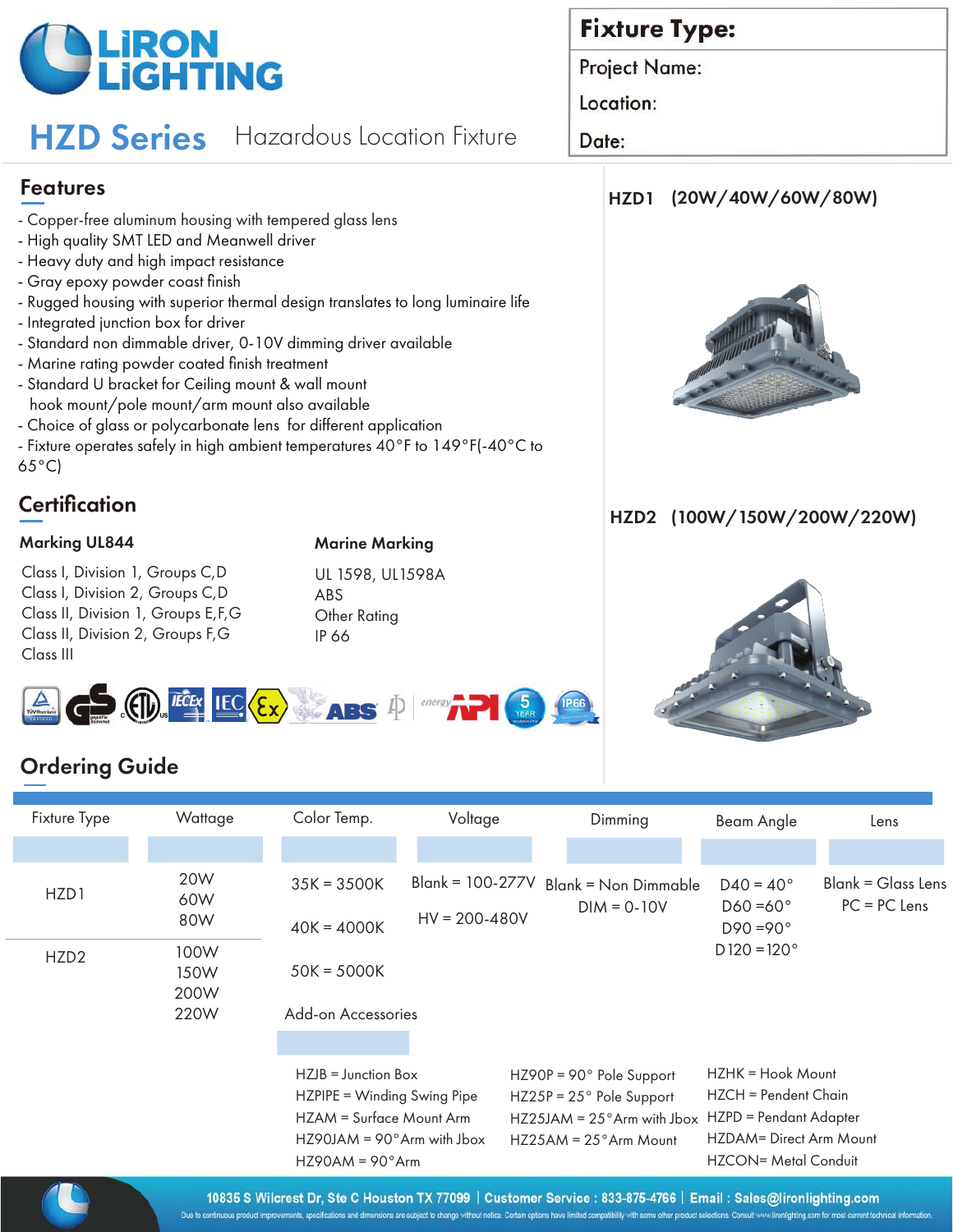LiRON LiGHTING

# HZD Series Hazardous Location Fixture

| Fixture Type: |
| --- |
| Project Name: |
| Location: |
| Date: |

## Features

- Copper-free aluminum housing with tempered glass lens
- High quality SMT LED and Meanwell driver
- Heavy duty and high impact resistance
- Gray epoxy powder coast finish
- Rugged housing with superior thermal design translates to long luminaire life
- Integrated junction box for driver
- Standard non dimmable driver, 0-10V dimming driver available
- Marine rating powder coated finish treatment
- Standard U bracket for Ceiling mount & wall mount hook mount/pole mount/arm mount also available
- Choice of glass or polycarbonate lens for different application
- Fixture operates safely in high ambient temperatures 40°F to 149°F(-40°C to 65°C)

## Certification

**Marking UL844**

Class I, Division 1, Groups C,D
Class I, Division 2, Groups C,D
Class II, Division 1, Groups E,F,G
Class II, Division 2, Groups F,G
Class III

**Marine Marking**

UL 1598, UL1598A
ABS
Other Rating
IP 66

**HZD1 (20W/40W/60W/80W)**

**HZD2 (100W/150W/200W/220W)**

## Ordering Guide

| Fixture Type | Wattage | Color Temp. | Voltage | Dimming | Beam Angle | Lens |
| --- | --- | --- | --- | --- | --- | --- |
| HZD1 | 20W<br>60W<br>80W | 35K = 3500K<br>40K = 4000K<br>50K = 5000K | Blank = 100-277V<br>HV = 200-480V | Blank = Non Dimmable<br>DIM = 0-10V | D40 = 40°<br>D60 =60°<br>D90 =90°<br>D120 =120° | Blank = Glass Lens<br>PC = PC Lens |
| HZD2 | 100W<br>150W<br>200W<br>220W | | | | | |

**Add-on Accessories**

| | | |
| --- | --- | --- |
| HZJB = Junction Box | HZ90P = 90° Pole Support | HZHK = Hook Mount |
| HZPIPE = Winding Swing Pipe | HZ25P = 25° Pole Support | HZCH = Pendent Chain |
| HZAM = Surface Mount Arm | HZ25JAM = 25°Arm with Jbox | HZPD = Pendant Adapter |
| HZ90JAM = 90°Arm with Jbox | HZ25AM = 25°Arm Mount | HZDAM= Direct Arm Mount |
| HZ90AM = 90°Arm | | HZCON= Metal Conduit |

10835 S Wilcrest Dr, Ste C Houston TX 77099 | Customer Service : 833-875-4766 | Email : Sales@lironlighting.com

Due to continuous product improvements, specifications and dimensions are subject to change without notice. Certain options have limited compatibility with some other product selections. Consult www.lironlighting.com for most current technical information.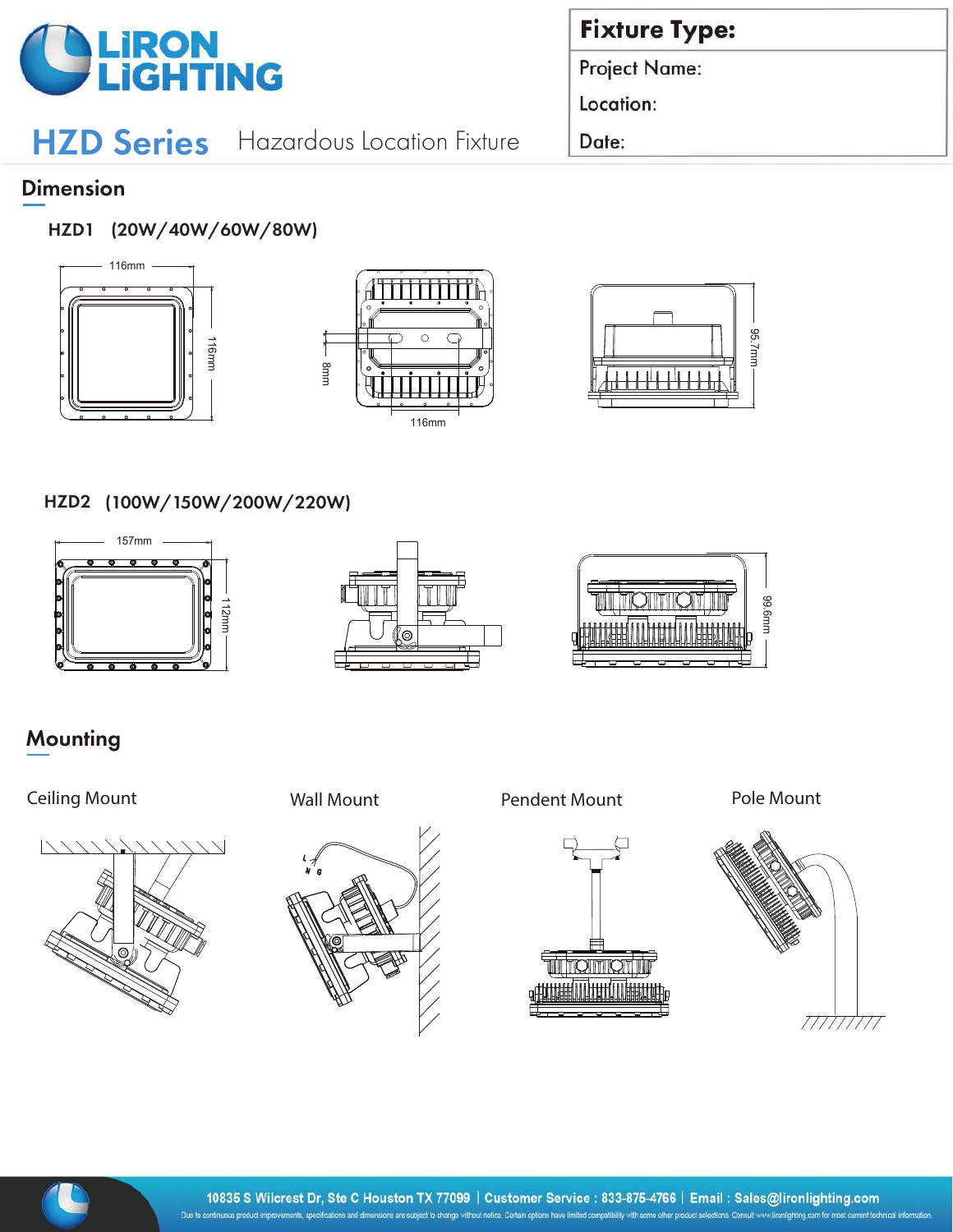# LIRON LIGHTING

## HZD Series Hazardous Location Fixture

| Fixture Type: |
| --- |
| Project Name: |
| Location: |
| Date: |

## Dimension

### HZD1 (20W/40W/60W/80W)

116mm

116mm

8mm

116mm

95.7mm

### HZD2 (100W/150W/200W/220W)

157mm

112mm

99.6mm

## Mounting

Ceiling Mount

Wall Mount

Pendent Mount

Pole Mount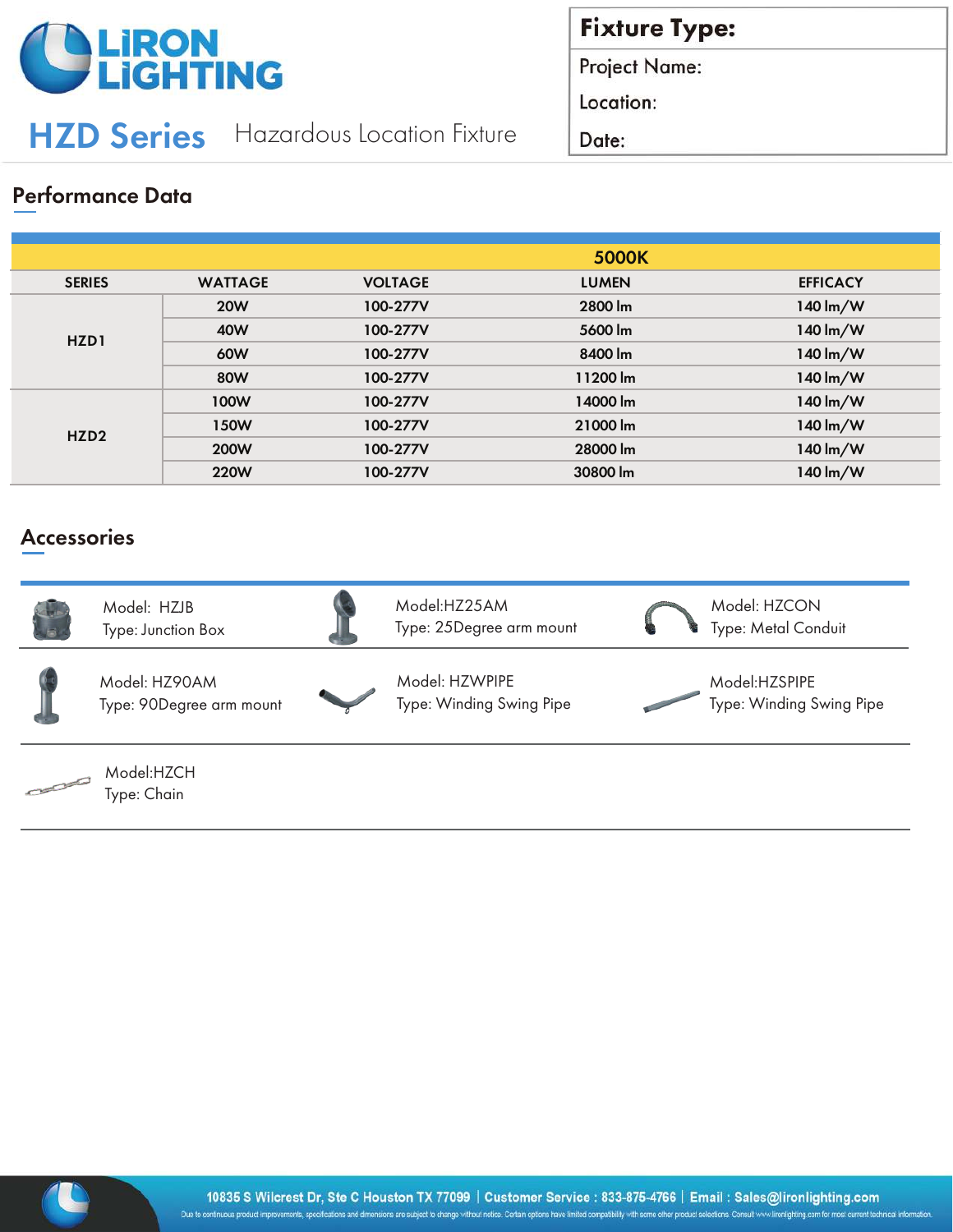LIRON LIGHTING

## HZD Series Hazardous Location Fixture

| Fixture Type: |
| --- |
| Project Name: |
| Location: |
| Date: |

## Performance Data

| | | | 5000K | |
| --- | --- | --- | --- | --- |
| SERIES | WATTAGE | VOLTAGE | LUMEN | EFFICACY |
| HZD1 | 20W | 100-277V | 2800 lm | 140 lm/W |
| | 40W | 100-277V | 5600 lm | 140 lm/W |
| | 60W | 100-277V | 8400 lm | 140 lm/W |
| | 80W | 100-277V | 11200 lm | 140 lm/W |
| HZD2 | 100W | 100-277V | 14000 lm | 140 lm/W |
| | 150W | 100-277V | 21000 lm | 140 lm/W |
| | 200W | 100-277V | 28000 lm | 140 lm/W |
| | 220W | 100-277V | 30800 lm | 140 lm/W |

## Accessories

Model: HZJB
Type: Junction Box

Model:HZ25AM
Type: 25Degree arm mount

Model: HZCON
Type: Metal Conduit

Model: HZ90AM
Type: 90Degree arm mount

Model: HZWPIPE
Type: Winding Swing Pipe

Model:HZSPIPE
Type: Winding Swing Pipe

Model:HZCH
Type: Chain

10835 S Wilcrest Dr, Ste C Houston TX 77099 | Customer Service : 833-875-4766 | Email : Sales@lironlighting.com

Due to continuous product improvements, specifications and dimensions are subject to change without notice. Certain options have limited compatibility with some other product selections. Consult www.lironlighting.com for most current technical information.